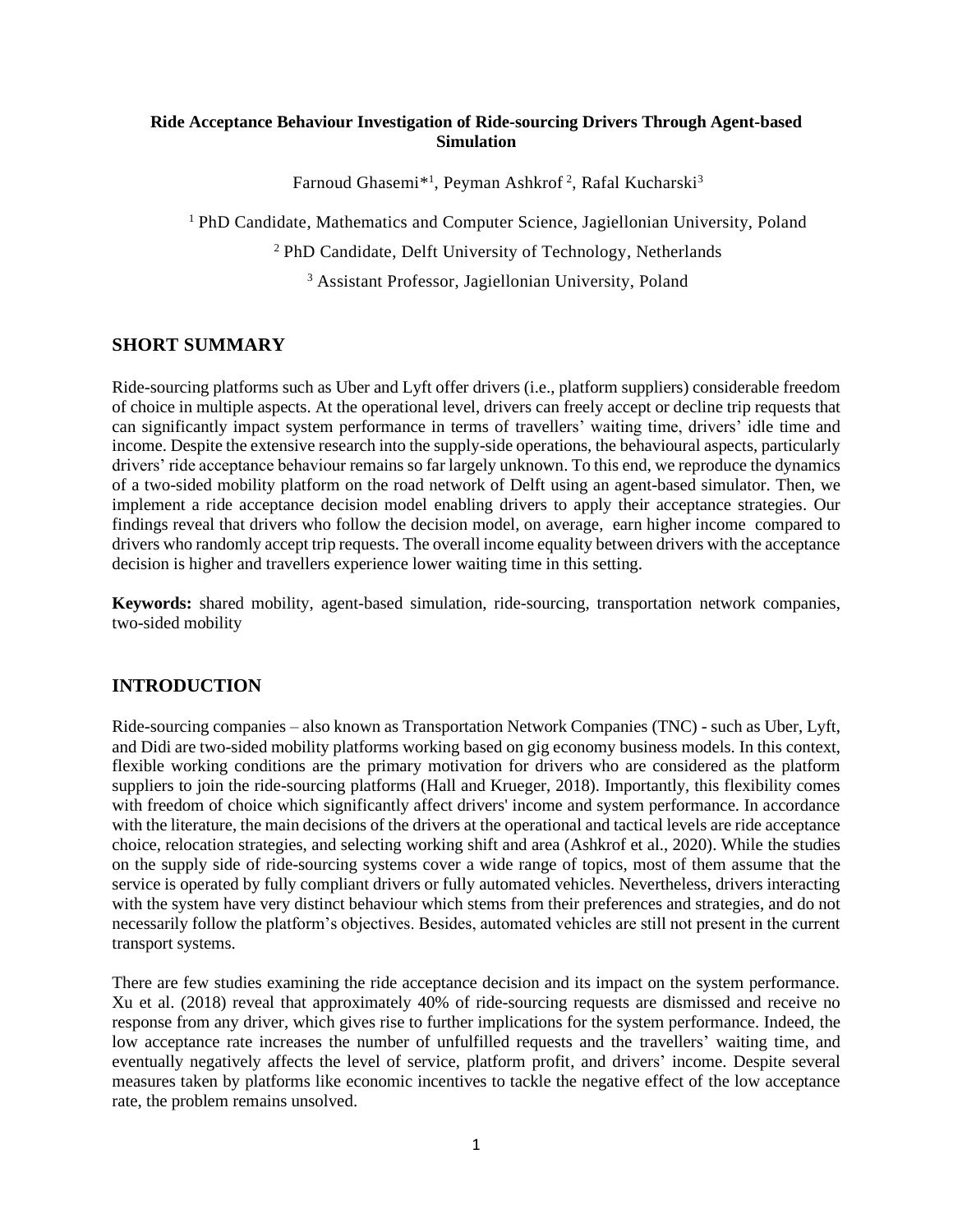# Ride Acceptance Behaviour Investigation of Ride-sourcing Drivers Through Agent-based Simulation

Farnoud Ghasemi*[1], Peyman Ashkrof[2], Rafal Kucharski[3]

[1] PhD Candidate, Mathematics and Computer Science, Jagiellonian University, Poland

[2] PhD Candidate, Delft University of Technology, Netherlands

[3] Assistant Professor, Jagiellonian University, Poland

## SHORT SUMMARY

Ride-sourcing platforms such as Uber and Lyft offer drivers (i.e., platform suppliers) considerable freedom of choice in multiple aspects. At the operational level, drivers can freely accept or decline trip requests that can significantly impact system performance in terms of travellers' waiting time, drivers' idle time and income. Despite the extensive research into the supply-side operations, the behavioural aspects, particularly drivers' ride acceptance behaviour remains so far largely unknown. To this end, we reproduce the dynamics of a two-sided mobility platform on the road network of Delft using an agent-based simulator. Then, we implement a ride acceptance decision model enabling drivers to apply their acceptance strategies. Our findings reveal that drivers who follow the decision model, on average, earn higher income compared to drivers who randomly accept trip requests. The overall income equality between drivers with the acceptance decision is higher and travellers experience lower waiting time in this setting.

**Keywords:** shared mobility, agent-based simulation, ride-sourcing, transportation network companies, two-sided mobility

## INTRODUCTION

Ride-sourcing companies – also known as Transportation Network Companies (TNC) - such as Uber, Lyft, and Didi are two-sided mobility platforms working based on gig economy business models. In this context, flexible working conditions are the primary motivation for drivers who are considered as the platform suppliers to join the ride-sourcing platforms (Hall and Krueger, 2018). Importantly, this flexibility comes with freedom of choice which significantly affect drivers' income and system performance. In accordance with the literature, the main decisions of the drivers at the operational and tactical levels are ride acceptance choice, relocation strategies, and selecting working shift and area (Ashkrof et al., 2020). While the studies on the supply side of ride-sourcing systems cover a wide range of topics, most of them assume that the service is operated by fully compliant drivers or fully automated vehicles. Nevertheless, drivers interacting with the system have very distinct behaviour which stems from their preferences and strategies, and do not necessarily follow the platform's objectives. Besides, automated vehicles are still not present in the current transport systems.

There are few studies examining the ride acceptance decision and its impact on the system performance. Xu et al. (2018) reveal that approximately 40% of ride-sourcing requests are dismissed and receive no response from any driver, which gives rise to further implications for the system performance. Indeed, the low acceptance rate increases the number of unfulfilled requests and the travellers' waiting time, and eventually negatively affects the level of service, platform profit, and drivers' income. Despite several measures taken by platforms like economic incentives to tackle the negative effect of the low acceptance rate, the problem remains unsolved.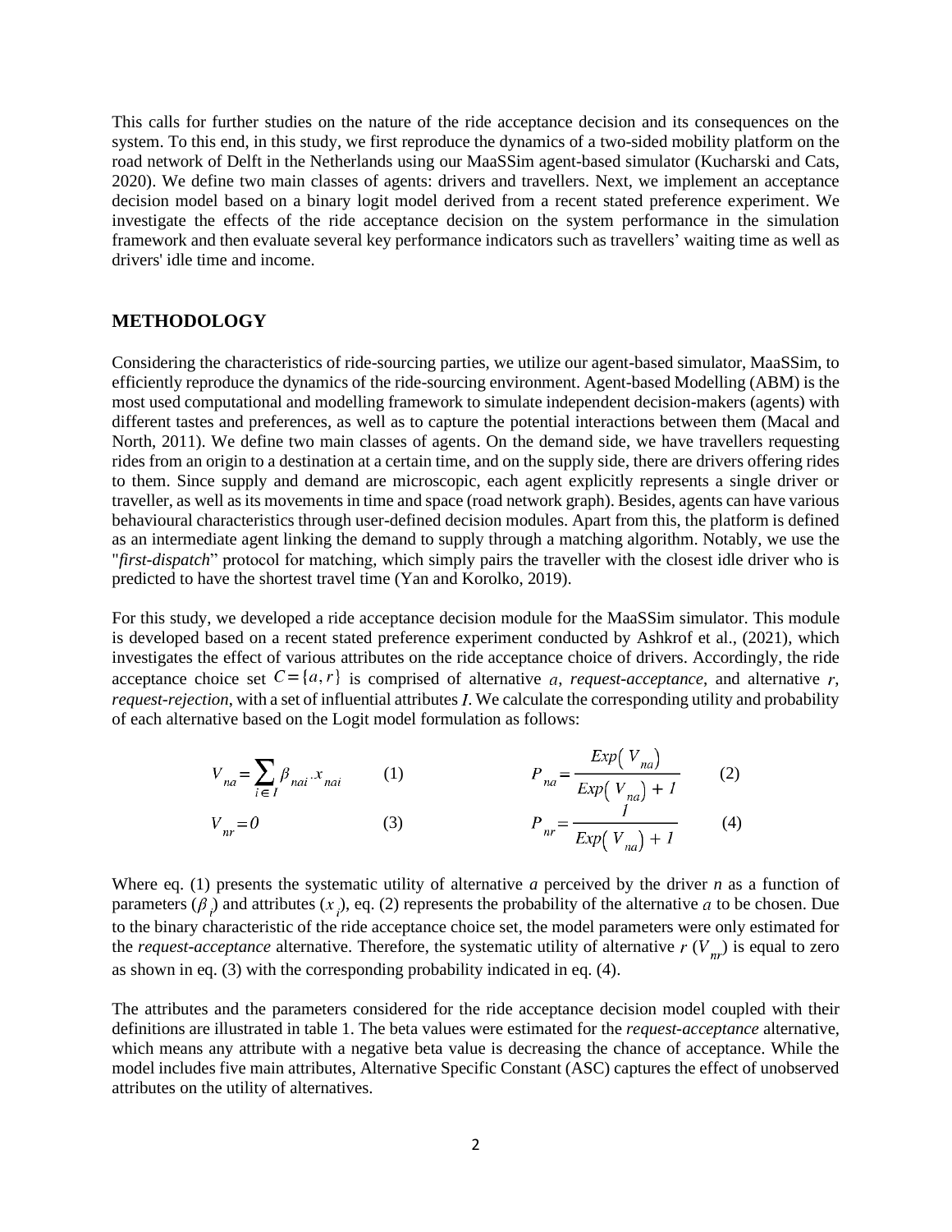This calls for further studies on the nature of the ride acceptance decision and its consequences on the system. To this end, in this study, we first reproduce the dynamics of a two-sided mobility platform on the road network of Delft in the Netherlands using our MaaSSim agent-based simulator (Kucharski and Cats, 2020). We define two main classes of agents: drivers and travellers. Next, we implement an acceptance decision model based on a binary logit model derived from a recent stated preference experiment. We investigate the effects of the ride acceptance decision on the system performance in the simulation framework and then evaluate several key performance indicators such as travellers' waiting time as well as drivers' idle time and income.

## METHODOLOGY

Considering the characteristics of ride-sourcing parties, we utilize our agent-based simulator, MaaSSim, to efficiently reproduce the dynamics of the ride-sourcing environment. Agent-based Modelling (ABM) is the most used computational and modelling framework to simulate independent decision-makers (agents) with different tastes and preferences, as well as to capture the potential interactions between them (Macal and North, 2011). We define two main classes of agents. On the demand side, we have travellers requesting rides from an origin to a destination at a certain time, and on the supply side, there are drivers offering rides to them. Since supply and demand are microscopic, each agent explicitly represents a single driver or traveller, as well as its movements in time and space (road network graph). Besides, agents can have various behavioural characteristics through user-defined decision modules. Apart from this, the platform is defined as an intermediate agent linking the demand to supply through a matching algorithm. Notably, we use the "*first-dispatch*" protocol for matching, which simply pairs the traveller with the closest idle driver who is predicted to have the shortest travel time (Yan and Korolko, 2019).

For this study, we developed a ride acceptance decision module for the MaaSSim simulator. This module is developed based on a recent stated preference experiment conducted by Ashkrof et al., (2021), which investigates the effect of various attributes on the ride acceptance choice of drivers. Accordingly, the ride acceptance choice set $C=\{a,r\}$ is comprised of alternative $a$, *request-acceptance*, and alternative $r$, *request-rejection*, with a set of influential attributes $I$. We calculate the corresponding utility and probability of each alternative based on the Logit model formulation as follows:

$$V_{na} = \sum_{i \in I} \beta_{nai} \cdot x_{nai} \qquad (1)$$

$$P_{na} = \frac{Exp\left(V_{na}\right)}{Exp\left(V_{na}\right) + 1} \qquad (2)$$

$$V_{nr} = 0 \qquad (3)$$

$$P_{nr} = \frac{1}{Exp\left(V_{na}\right) + 1} \qquad (4)$$

Where eq. (1) presents the systematic utility of alternative $a$ perceived by the driver $n$ as a function of parameters ($\beta_i$) and attributes ($x_i$), eq. (2) represents the probability of the alternative $a$ to be chosen. Due to the binary characteristic of the ride acceptance choice set, the model parameters were only estimated for the *request-acceptance* alternative. Therefore, the systematic utility of alternative $r$ ($V_{nr}$) is equal to zero as shown in eq. (3) with the corresponding probability indicated in eq. (4).

The attributes and the parameters considered for the ride acceptance decision model coupled with their definitions are illustrated in table 1. The beta values were estimated for the *request-acceptance* alternative, which means any attribute with a negative beta value is decreasing the chance of acceptance. While the model includes five main attributes, Alternative Specific Constant (ASC) captures the effect of unobserved attributes on the utility of alternatives.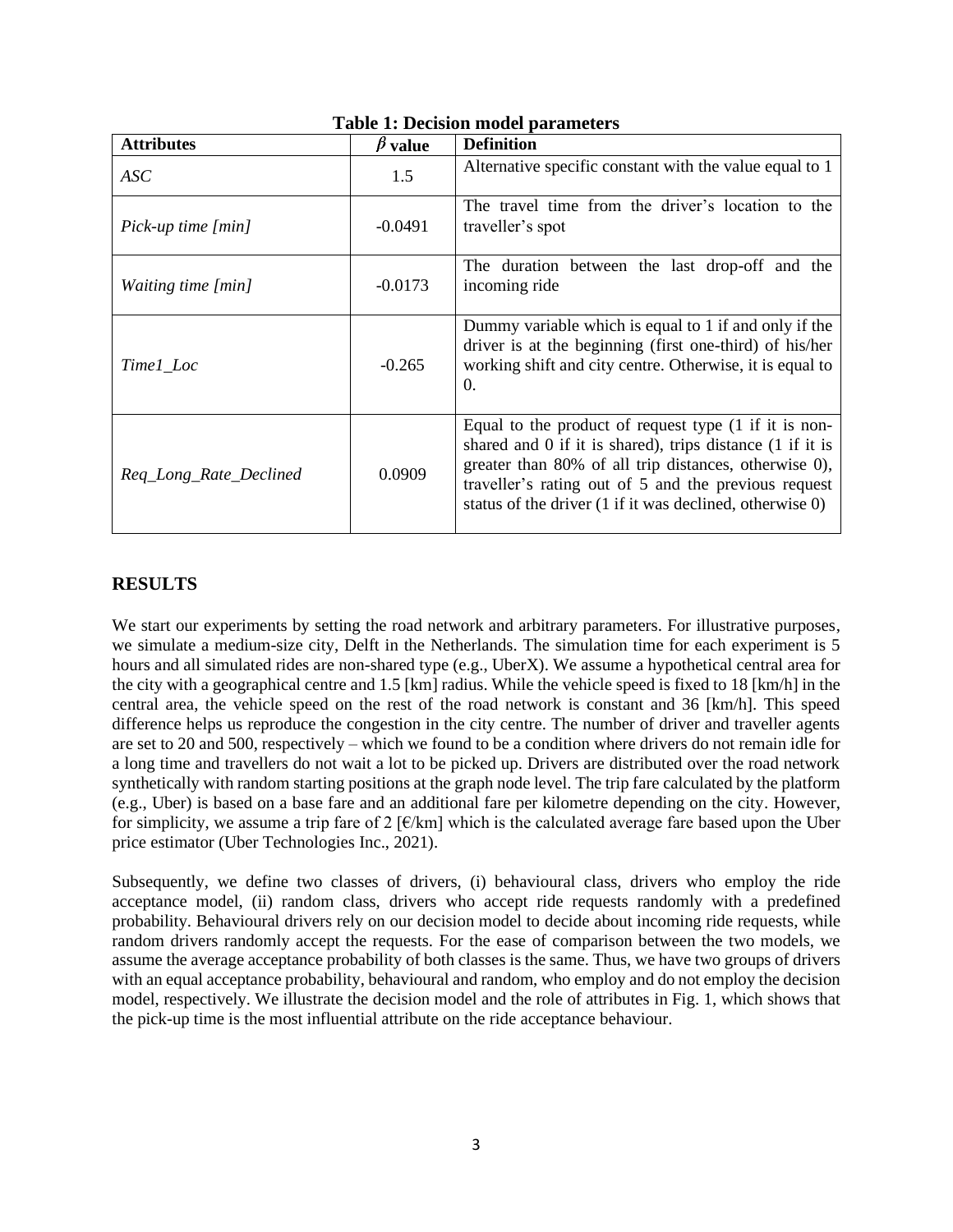**Table 1: Decision model parameters**

| Attributes | $\beta$ value | Definition |
|---|---|---|
| *ASC* | 1.5 | Alternative specific constant with the value equal to 1 |
| *Pick-up time [min]* | -0.0491 | The travel time from the driver's location to the traveller's spot |
| *Waiting time [min]* | -0.0173 | The duration between the last drop-off and the incoming ride |
| *Time1_Loc* | -0.265 | Dummy variable which is equal to 1 if and only if the driver is at the beginning (first one-third) of his/her working shift and city centre. Otherwise, it is equal to 0. |
| *Req_Long_Rate_Declined* | 0.0909 | Equal to the product of request type (1 if it is non-shared and 0 if it is shared), trips distance (1 if it is greater than 80% of all trip distances, otherwise 0), traveller's rating out of 5 and the previous request status of the driver (1 if it was declined, otherwise 0) |

## RESULTS

We start our experiments by setting the road network and arbitrary parameters. For illustrative purposes, we simulate a medium-size city, Delft in the Netherlands. The simulation time for each experiment is 5 hours and all simulated rides are non-shared type (e.g., UberX). We assume a hypothetical central area for the city with a geographical centre and 1.5 [km] radius. While the vehicle speed is fixed to 18 [km/h] in the central area, the vehicle speed on the rest of the road network is constant and 36 [km/h]. This speed difference helps us reproduce the congestion in the city centre. The number of driver and traveller agents are set to 20 and 500, respectively – which we found to be a condition where drivers do not remain idle for a long time and travellers do not wait a lot to be picked up. Drivers are distributed over the road network synthetically with random starting positions at the graph node level. The trip fare calculated by the platform (e.g., Uber) is based on a base fare and an additional fare per kilometre depending on the city. However, for simplicity, we assume a trip fare of 2 [€/km] which is the calculated average fare based upon the Uber price estimator (Uber Technologies Inc., 2021).

Subsequently, we define two classes of drivers, (i) behavioural class, drivers who employ the ride acceptance model, (ii) random class, drivers who accept ride requests randomly with a predefined probability. Behavioural drivers rely on our decision model to decide about incoming ride requests, while random drivers randomly accept the requests. For the ease of comparison between the two models, we assume the average acceptance probability of both classes is the same. Thus, we have two groups of drivers with an equal acceptance probability, behavioural and random, who employ and do not employ the decision model, respectively. We illustrate the decision model and the role of attributes in Fig. 1, which shows that the pick-up time is the most influential attribute on the ride acceptance behaviour.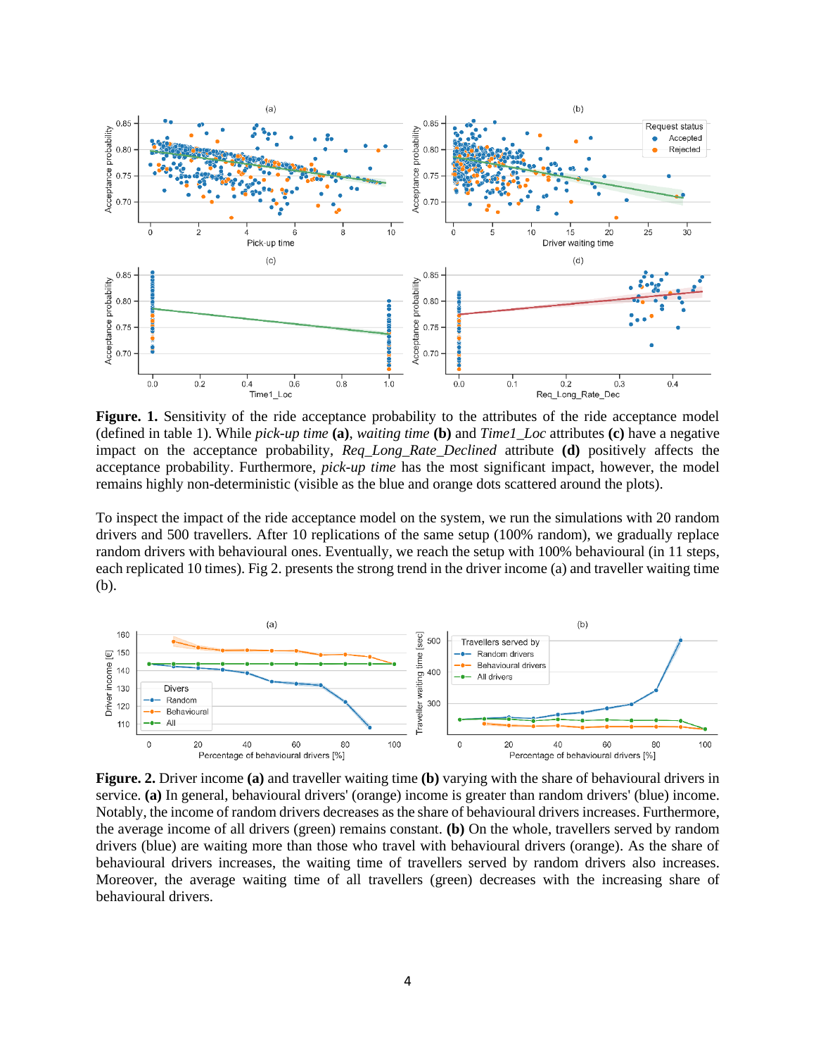**Figure. 1.** Sensitivity of the ride acceptance probability to the attributes of the ride acceptance model (defined in table 1). While *pick-up time* **(a)**, *waiting time* **(b)** and *Time1_Loc* attributes **(c)** have a negative impact on the acceptance probability, *Req_Long_Rate_Declined* attribute **(d)** positively affects the acceptance probability. Furthermore, *pick-up time* has the most significant impact, however, the model remains highly non-deterministic (visible as the blue and orange dots scattered around the plots).

To inspect the impact of the ride acceptance model on the system, we run the simulations with 20 random drivers and 500 travellers. After 10 replications of the same setup (100% random), we gradually replace random drivers with behavioural ones. Eventually, we reach the setup with 100% behavioural (in 11 steps, each replicated 10 times). Fig 2. presents the strong trend in the driver income (a) and traveller waiting time (b).

**Figure. 2.** Driver income **(a)** and traveller waiting time **(b)** varying with the share of behavioural drivers in service. **(a)** In general, behavioural drivers' (orange) income is greater than random drivers' (blue) income. Notably, the income of random drivers decreases as the share of behavioural drivers increases. Furthermore, the average income of all drivers (green) remains constant. **(b)** On the whole, travellers served by random drivers (blue) are waiting more than those who travel with behavioural drivers (orange). As the share of behavioural drivers increases, the waiting time of travellers served by random drivers also increases. Moreover, the average waiting time of all travellers (green) decreases with the increasing share of behavioural drivers.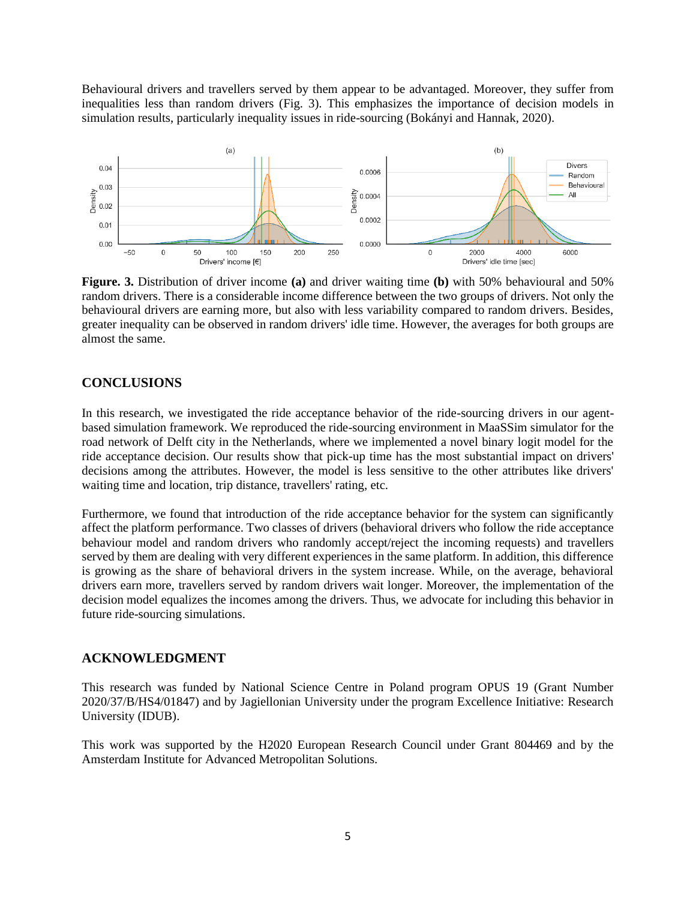Behavioural drivers and travellers served by them appear to be advantaged. Moreover, they suffer from inequalities less than random drivers (Fig. 3). This emphasizes the importance of decision models in simulation results, particularly inequality issues in ride-sourcing (Bokányi and Hannak, 2020).

**Figure. 3.** Distribution of driver income **(a)** and driver waiting time **(b)** with 50% behavioural and 50% random drivers. There is a considerable income difference between the two groups of drivers. Not only the behavioural drivers are earning more, but also with less variability compared to random drivers. Besides, greater inequality can be observed in random drivers' idle time. However, the averages for both groups are almost the same.

## CONCLUSIONS

In this research, we investigated the ride acceptance behavior of the ride-sourcing drivers in our agent-based simulation framework. We reproduced the ride-sourcing environment in MaaSSim simulator for the road network of Delft city in the Netherlands, where we implemented a novel binary logit model for the ride acceptance decision. Our results show that pick-up time has the most substantial impact on drivers' decisions among the attributes. However, the model is less sensitive to the other attributes like drivers' waiting time and location, trip distance, travellers' rating, etc.

Furthermore, we found that introduction of the ride acceptance behavior for the system can significantly affect the platform performance. Two classes of drivers (behavioral drivers who follow the ride acceptance behaviour model and random drivers who randomly accept/reject the incoming requests) and travellers served by them are dealing with very different experiences in the same platform. In addition, this difference is growing as the share of behavioral drivers in the system increase. While, on the average, behavioral drivers earn more, travellers served by random drivers wait longer. Moreover, the implementation of the decision model equalizes the incomes among the drivers. Thus, we advocate for including this behavior in future ride-sourcing simulations.

## ACKNOWLEDGMENT

This research was funded by National Science Centre in Poland program OPUS 19 (Grant Number 2020/37/B/HS4/01847) and by Jagiellonian University under the program Excellence Initiative: Research University (IDUB).

This work was supported by the H2020 European Research Council under Grant 804469 and by the Amsterdam Institute for Advanced Metropolitan Solutions.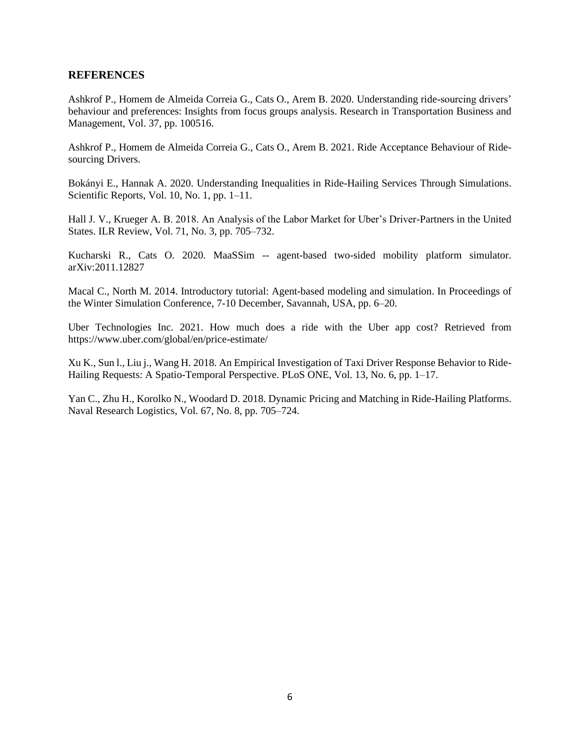## REFERENCES

Ashkrof P., Homem de Almeida Correia G., Cats O., Arem B. 2020. Understanding ride-sourcing drivers' behaviour and preferences: Insights from focus groups analysis. Research in Transportation Business and Management, Vol. 37, pp. 100516.

Ashkrof P., Homem de Almeida Correia G., Cats O., Arem B. 2021. Ride Acceptance Behaviour of Ride-sourcing Drivers.

Bokányi E., Hannak A. 2020. Understanding Inequalities in Ride-Hailing Services Through Simulations. Scientific Reports, Vol. 10, No. 1, pp. 1–11.

Hall J. V., Krueger A. B. 2018. An Analysis of the Labor Market for Uber's Driver-Partners in the United States. ILR Review, Vol. 71, No. 3, pp. 705–732.

Kucharski R., Cats O. 2020. MaaSSim -- agent-based two-sided mobility platform simulator. arXiv:2011.12827

Macal C., North M. 2014. Introductory tutorial: Agent-based modeling and simulation. In Proceedings of the Winter Simulation Conference, 7-10 December, Savannah, USA, pp. 6–20.

Uber Technologies Inc. 2021. How much does a ride with the Uber app cost? Retrieved from https://www.uber.com/global/en/price-estimate/

Xu K., Sun l., Liu j., Wang H. 2018. An Empirical Investigation of Taxi Driver Response Behavior to Ride-Hailing Requests: A Spatio-Temporal Perspective. PLoS ONE, Vol. 13, No. 6, pp. 1–17.

Yan C., Zhu H., Korolko N., Woodard D. 2018. Dynamic Pricing and Matching in Ride-Hailing Platforms. Naval Research Logistics, Vol. 67, No. 8, pp. 705–724.